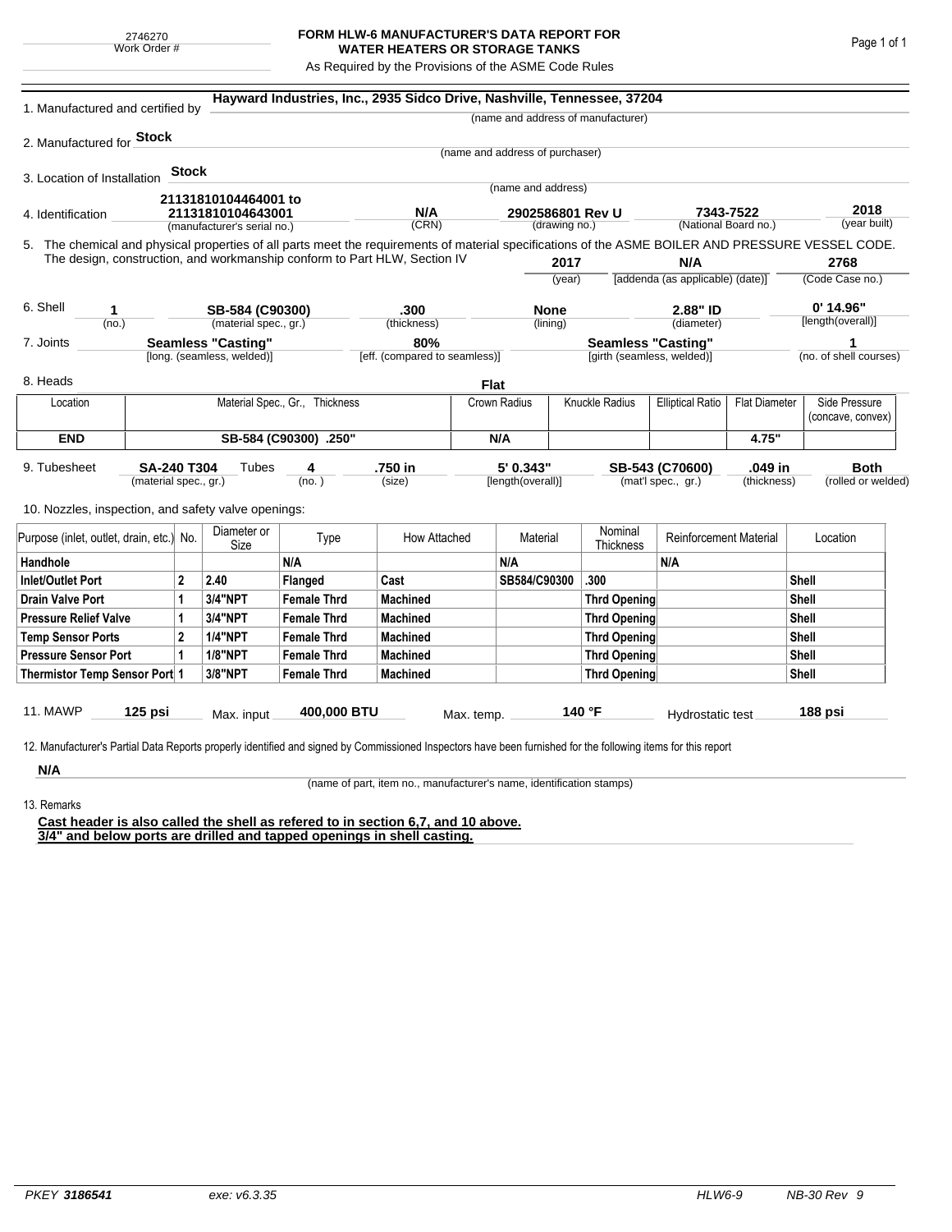2746270
Work Order #

# FORM HLW-6 MANUFACTURER'S DATA REPORT FOR WATER HEATERS OR STORAGE TANKS

As Required by the Provisions of the ASME Code Rules

1. Manufactured and certified by **Hayward Industries, Inc., 2935 Sidco Drive, Nashville, Tennessee, 37204**
(name and address of manufacturer)

2. Manufactured for **Stock**
(name and address of purchaser)

3. Location of Installation **Stock**
(name and address)

4. Identification **21131810104464001 to 21131810104643001** (manufacturer's serial no.) | **N/A** (CRN) | **2902586801 Rev U** (drawing no.) | **7343-7522** (National Board no.) | **2018** (year built)

5. The chemical and physical properties of all parts meet the requirements of material specifications of the ASME BOILER AND PRESSURE VESSEL CODE. The design, construction, and workmanship conform to Part HLW, Section IV **2017** (year) | **N/A** [addenda (as applicable) (date)] | **2768** (Code Case no.)

6. Shell **1** (no.) | **SB-584 (C90300)** (material spec., gr.) | **.300** (thickness) | **None** (lining) | **2.88" ID** (diameter) | **0' 14.96"** [length(overall)]

7. Joints **Seamless "Casting"** [long. (seamless, welded)] | **80%** [eff. (compared to seamless)] | **Seamless "Casting"** [girth (seamless, welded)] | **1** (no. of shell courses)

8. Heads **Flat**

| Location | Material Spec., Gr., Thickness | Crown Radius | Knuckle Radius | Elliptical Ratio | Flat Diameter | Side Pressure (concave, convex) |
|---|---|---|---|---|---|---|
| **END** | **SB-584 (C90300) .250"** | **N/A** | | | **4.75"** | |

9. Tubesheet **SA-240 T304** (material spec., gr.) Tubes **4** (no.) | **.750 in** (size) | **5' 0.343"** [length(overall)] | **SB-543 (C70600)** (mat'l spec., gr.) | **.049 in** (thickness) | **Both** (rolled or welded)

10. Nozzles, inspection, and safety valve openings:

| Purpose (inlet, outlet, drain, etc.) | No. | Diameter or Size | Type | How Attached | Material | Nominal Thickness | Reinforcement Material | Location |
|---|---|---|---|---|---|---|---|---|
| **Handhole** | | | **N/A** | | **N/A** | | **N/A** | |
| **Inlet/Outlet Port** | **2** | **2.40** | **Flanged** | **Cast** | **SB584/C90300** | **.300** | | **Shell** |
| **Drain Valve Port** | **1** | **3/4"NPT** | **Female Thrd** | **Machined** | | **Thrd Opening** | | **Shell** |
| **Pressure Relief Valve** | **1** | **3/4"NPT** | **Female Thrd** | **Machined** | | **Thrd Opening** | | **Shell** |
| **Temp Sensor Ports** | **2** | **1/4"NPT** | **Female Thrd** | **Machined** | | **Thrd Opening** | | **Shell** |
| **Pressure Sensor Port** | **1** | **1/8"NPT** | **Female Thrd** | **Machined** | | **Thrd Opening** | | **Shell** |
| **Thermistor Temp Sensor Port** | **1** | **3/8"NPT** | **Female Thrd** | **Machined** | | **Thrd Opening** | | **Shell** |

11. MAWP **125 psi** Max. input **400,000 BTU** Max. temp. **140 °F** Hydrostatic test **188 psi**

12. Manufacturer's Partial Data Reports properly identified and signed by Commissioned Inspectors have been furnished for the following items for this report

**N/A**
(name of part, item no., manufacturer's name, identification stamps)

13. Remarks

**Cast header is also called the shell as refered to in section 6,7, and 10 above.**
**3/4" and below ports are drilled and tapped openings in shell casting.**

PKEY 3186541 | exe: v6.3.35 | HLW6-9 | NB-30 Rev 9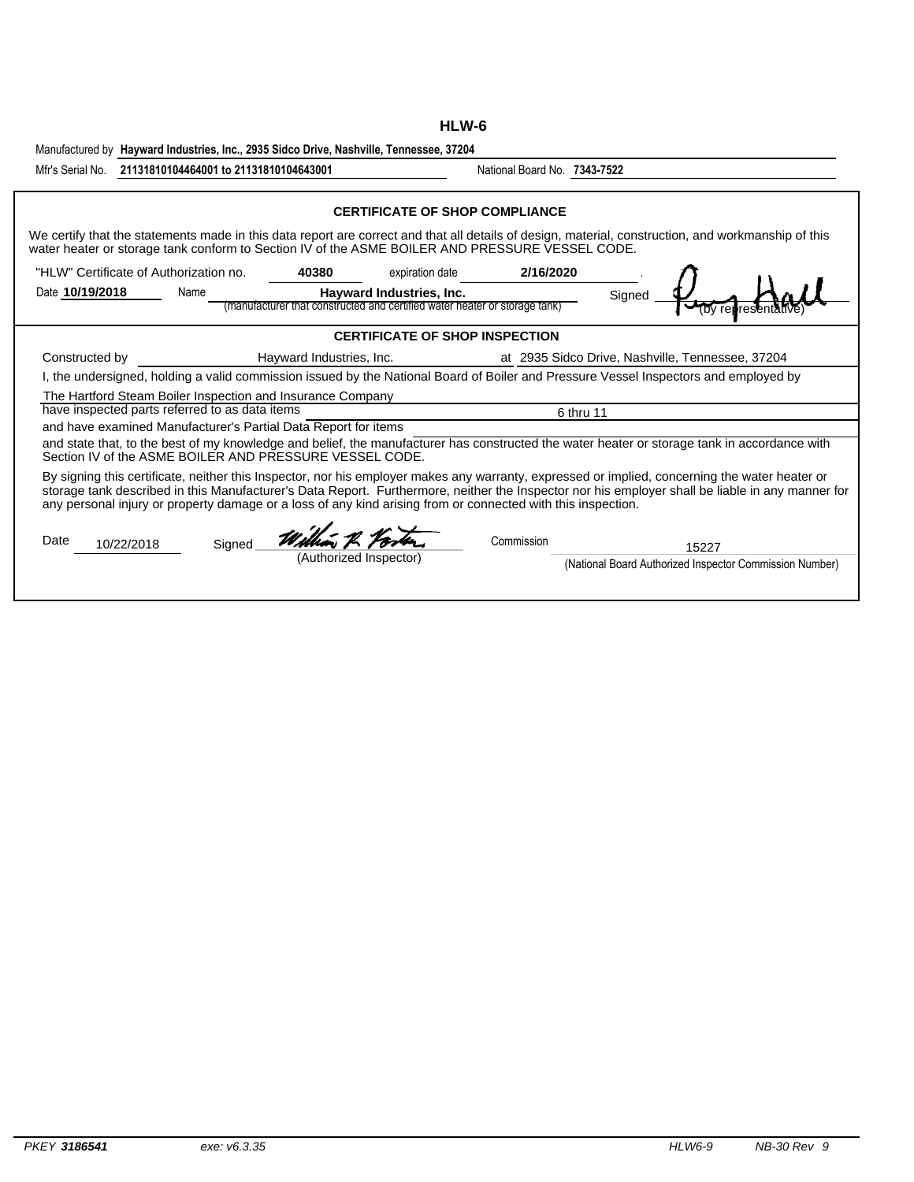# HLW-6

Manufactured by **Hayward Industries, Inc., 2935 Sidco Drive, Nashville, Tennessee, 37204**

Mfr's Serial No. **21131810104464001 to 21131810104643001** National Board No. **7343-7522**

## CERTIFICATE OF SHOP COMPLIANCE

We certify that the statements made in this data report are correct and that all details of design, material, construction, and workmanship of this water heater or storage tank conform to Section IV of the ASME BOILER AND PRESSURE VESSEL CODE.

"HLW" Certificate of Authorization no. **40380** expiration date **2/16/2020**.

Date **10/19/2018** Name **Hayward Industries, Inc.** (manufacturer that constructed and certified water heater or storage tank) Signed (by representative)

## CERTIFICATE OF SHOP INSPECTION

Constructed by Hayward Industries, Inc. at 2935 Sidco Drive, Nashville, Tennessee, 37204

I, the undersigned, holding a valid commission issued by the National Board of Boiler and Pressure Vessel Inspectors and employed by The Hartford Steam Boiler Inspection and Insurance Company

have inspected parts referred to as data items 6 thru 11

and have examined Manufacturer's Partial Data Report for items

and state that, to the best of my knowledge and belief, the manufacturer has constructed the water heater or storage tank in accordance with Section IV of the ASME BOILER AND PRESSURE VESSEL CODE.

By signing this certificate, neither this Inspector, nor his employer makes any warranty, expressed or implied, concerning the water heater or storage tank described in this Manufacturer's Data Report. Furthermore, neither the Inspector nor his employer shall be liable in any manner for any personal injury or property damage or a loss of any kind arising from or connected with this inspection.

Date 10/22/2018 Signed (Authorized Inspector) Commission 15227 (National Board Authorized Inspector Commission Number)

*PKEY 3186541* *exe: v6.3.35* *HLW6-9* *NB-30 Rev 9*